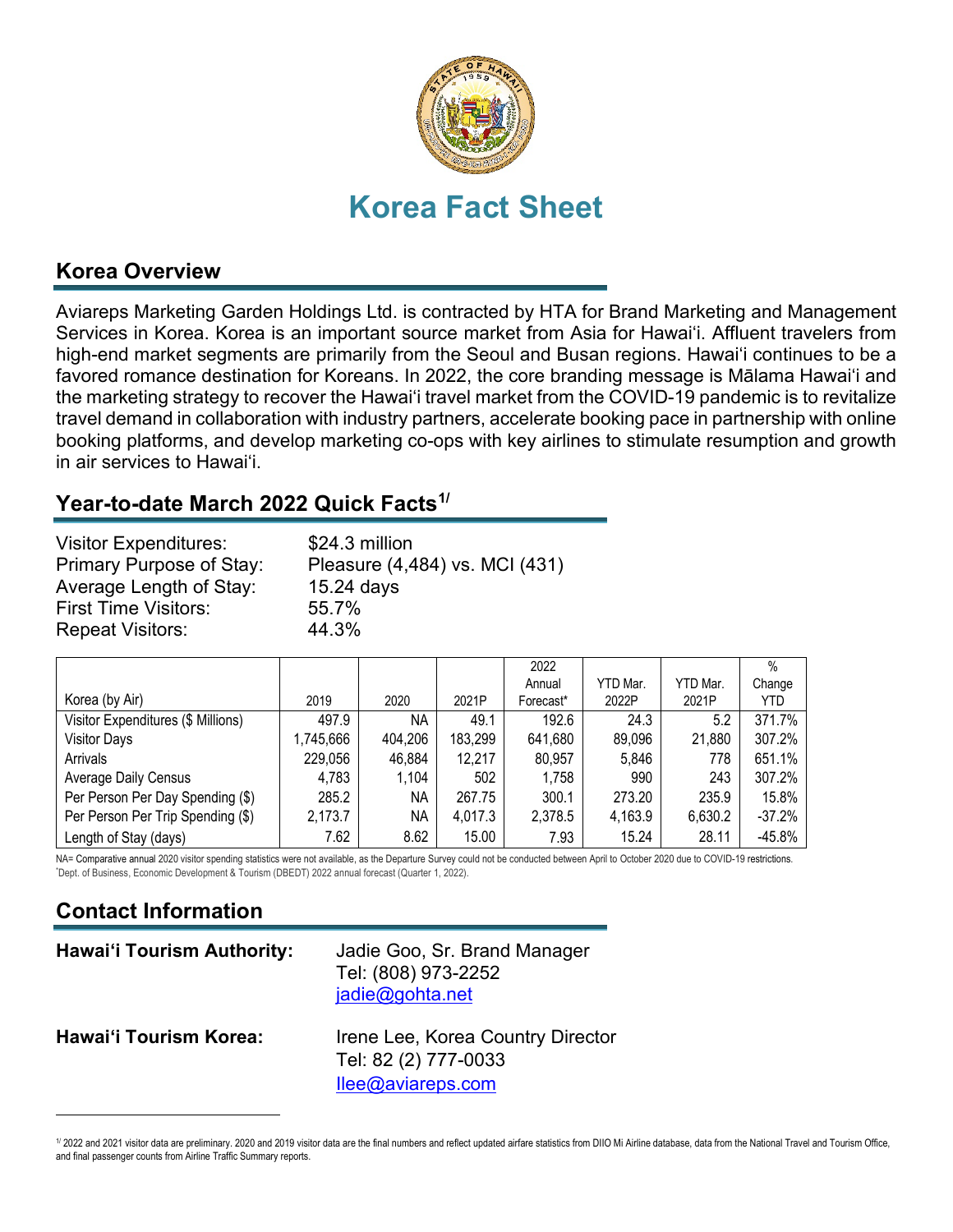# Korea Fact Sheet

## Korea Overview

Aviareps Marketing Garden Holdings Ltd. is contracted by HTA for Brand Marketing and Management Services in Korea. Korea is an important source market from Asia for Hawai'i. Affluent travelers from high-end market segments are primarily from the Seoul and Busan regions. Hawai'i continues to be a favored romance destination for Koreans. In 2022, the core branding message is Mālama Hawai'i and the marketing strategy to recover the Hawai'i travel market from the COVID-19 pandemic is to revitalize travel demand in collaboration with industry partners, accelerate booking pace in partnership with online booking platforms, and develop marketing co-ops with key airlines to stimulate resumption and growth in air services to Hawai'i.

## Year-to-date March 2022 Quick Facts[1/]

Visitor Expenditures: $24.3 million
Primary Purpose of Stay: Pleasure (4,484) vs. MCI (431)
Average Length of Stay: 15.24 days
First Time Visitors: 55.7%
Repeat Visitors: 44.3%

| Korea (by Air) | 2019 | 2020 | 2021P | 2022 Annual Forecast* | YTD Mar. 2022P | YTD Mar. 2021P | % Change YTD |
|---|---|---|---|---|---|---|---|
| Visitor Expenditures ($ Millions) | 497.9 | NA | 49.1 | 192.6 | 24.3 | 5.2 | 371.7% |
| Visitor Days | 1,745,666 | 404,206 | 183,299 | 641,680 | 89,096 | 21,880 | 307.2% |
| Arrivals | 229,056 | 46,884 | 12,217 | 80,957 | 5,846 | 778 | 651.1% |
| Average Daily Census | 4,783 | 1,104 | 502 | 1,758 | 990 | 243 | 307.2% |
| Per Person Per Day Spending ($) | 285.2 | NA | 267.75 | 300.1 | 273.20 | 235.9 | 15.8% |
| Per Person Per Trip Spending ($) | 2,173.7 | NA | 4,017.3 | 2,378.5 | 4,163.9 | 6,630.2 | -37.2% |
| Length of Stay (days) | 7.62 | 8.62 | 15.00 | 7.93 | 15.24 | 28.11 | -45.8% |

NA= Comparative annual 2020 visitor spending statistics were not available, as the Departure Survey could not be conducted between April to October 2020 due to COVID-19 restrictions.
*Dept. of Business, Economic Development & Tourism (DBEDT) 2022 annual forecast (Quarter 1, 2022).

## Contact Information

**Hawai'i Tourism Authority:** Jadie Goo, Sr. Brand Manager
Tel: (808) 973-2252
jadie@gohta.net

**Hawai'i Tourism Korea:** Irene Lee, Korea Country Director
Tel: 82 (2) 777-0033
llee@aviareps.com

[1/] 2022 and 2021 visitor data are preliminary. 2020 and 2019 visitor data are the final numbers and reflect updated airfare statistics from DIIO Mi Airline database, data from the National Travel and Tourism Office, and final passenger counts from Airline Traffic Summary reports.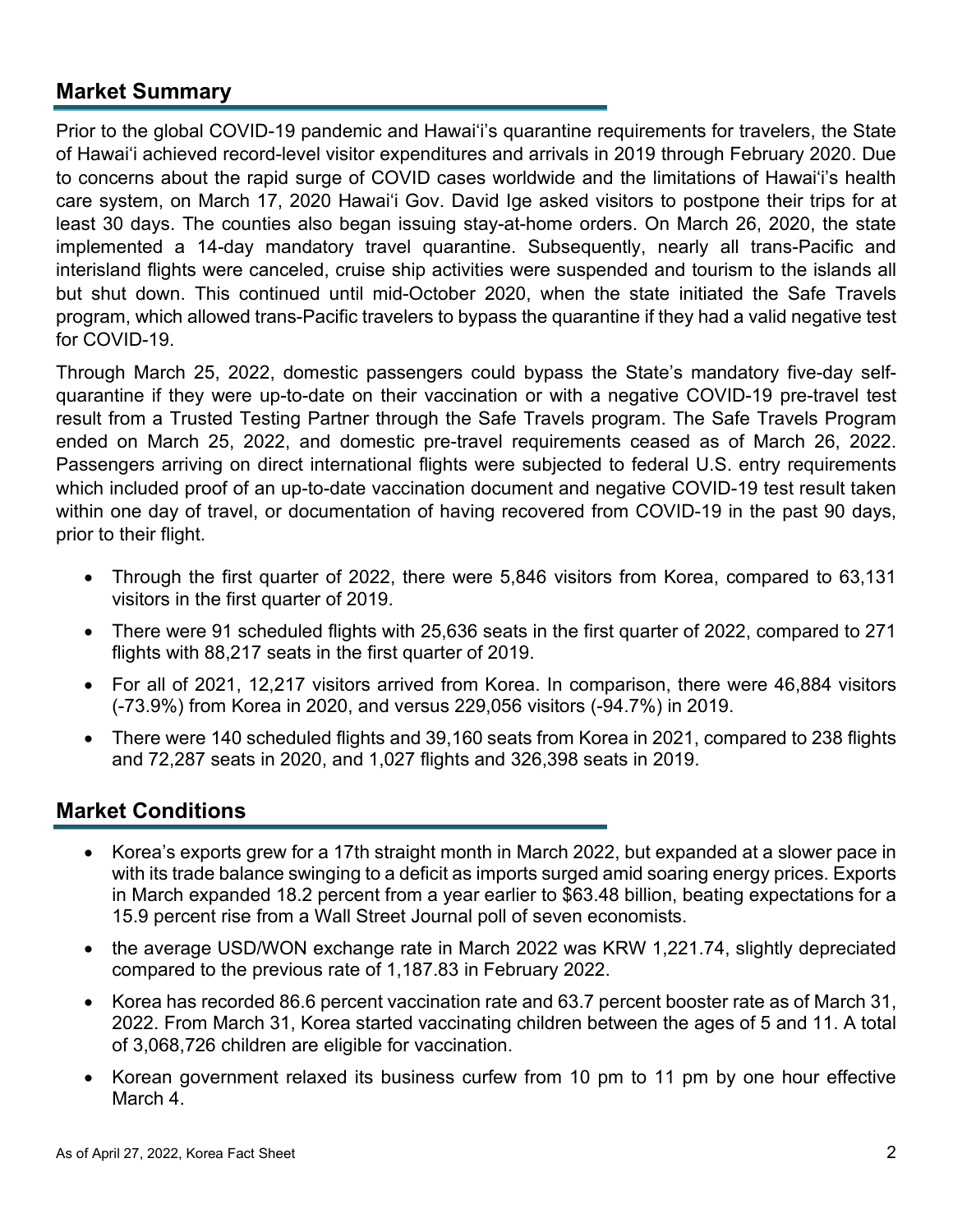## Market Summary

Prior to the global COVID-19 pandemic and Hawaiʻi's quarantine requirements for travelers, the State of Hawaiʻi achieved record-level visitor expenditures and arrivals in 2019 through February 2020. Due to concerns about the rapid surge of COVID cases worldwide and the limitations of Hawaiʻi's health care system, on March 17, 2020 Hawaiʻi Gov. David Ige asked visitors to postpone their trips for at least 30 days. The counties also began issuing stay-at-home orders. On March 26, 2020, the state implemented a 14-day mandatory travel quarantine. Subsequently, nearly all trans-Pacific and interisland flights were canceled, cruise ship activities were suspended and tourism to the islands all but shut down. This continued until mid-October 2020, when the state initiated the Safe Travels program, which allowed trans-Pacific travelers to bypass the quarantine if they had a valid negative test for COVID-19.

Through March 25, 2022, domestic passengers could bypass the State's mandatory five-day self-quarantine if they were up-to-date on their vaccination or with a negative COVID-19 pre-travel test result from a Trusted Testing Partner through the Safe Travels program. The Safe Travels Program ended on March 25, 2022, and domestic pre-travel requirements ceased as of March 26, 2022. Passengers arriving on direct international flights were subjected to federal U.S. entry requirements which included proof of an up-to-date vaccination document and negative COVID-19 test result taken within one day of travel, or documentation of having recovered from COVID-19 in the past 90 days, prior to their flight.

- Through the first quarter of 2022, there were 5,846 visitors from Korea, compared to 63,131 visitors in the first quarter of 2019.
- There were 91 scheduled flights with 25,636 seats in the first quarter of 2022, compared to 271 flights with 88,217 seats in the first quarter of 2019.
- For all of 2021, 12,217 visitors arrived from Korea. In comparison, there were 46,884 visitors (-73.9%) from Korea in 2020, and versus 229,056 visitors (-94.7%) in 2019.
- There were 140 scheduled flights and 39,160 seats from Korea in 2021, compared to 238 flights and 72,287 seats in 2020, and 1,027 flights and 326,398 seats in 2019.

## Market Conditions

- Korea's exports grew for a 17th straight month in March 2022, but expanded at a slower pace in with its trade balance swinging to a deficit as imports surged amid soaring energy prices. Exports in March expanded 18.2 percent from a year earlier to $63.48 billion, beating expectations for a 15.9 percent rise from a Wall Street Journal poll of seven economists.
- the average USD/WON exchange rate in March 2022 was KRW 1,221.74, slightly depreciated compared to the previous rate of 1,187.83 in February 2022.
- Korea has recorded 86.6 percent vaccination rate and 63.7 percent booster rate as of March 31, 2022. From March 31, Korea started vaccinating children between the ages of 5 and 11. A total of 3,068,726 children are eligible for vaccination.
- Korean government relaxed its business curfew from 10 pm to 11 pm by one hour effective March 4.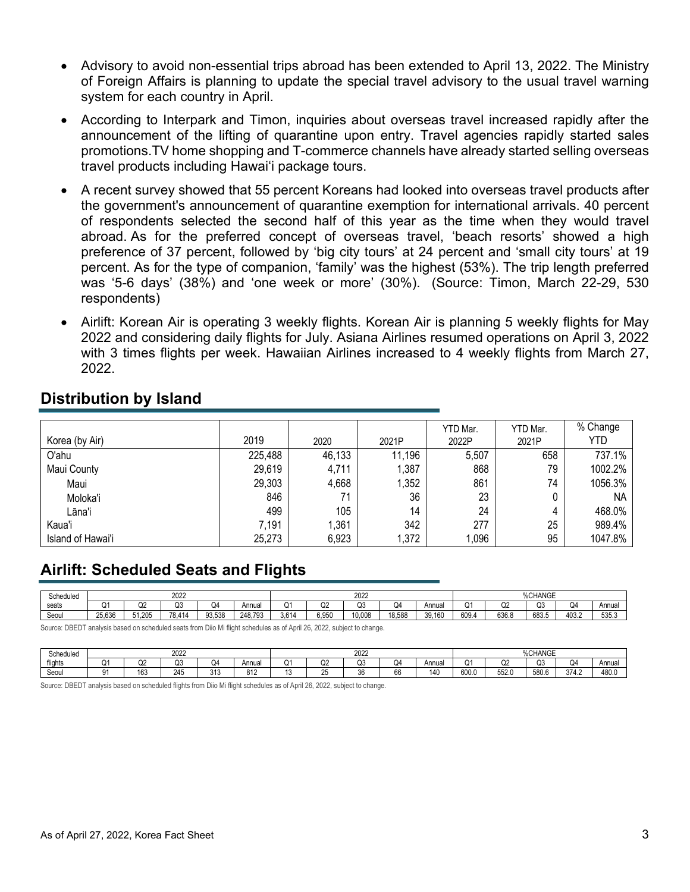- Advisory to avoid non-essential trips abroad has been extended to April 13, 2022. The Ministry of Foreign Affairs is planning to update the special travel advisory to the usual travel warning system for each country in April.
- According to Interpark and Timon, inquiries about overseas travel increased rapidly after the announcement of the lifting of quarantine upon entry. Travel agencies rapidly started sales promotions.TV home shopping and T-commerce channels have already started selling overseas travel products including Hawai'i package tours.
- A recent survey showed that 55 percent Koreans had looked into overseas travel products after the government's announcement of quarantine exemption for international arrivals. 40 percent of respondents selected the second half of this year as the time when they would travel abroad. As for the preferred concept of overseas travel, 'beach resorts' showed a high preference of 37 percent, followed by 'big city tours' at 24 percent and 'small city tours' at 19 percent. As for the type of companion, 'family' was the highest (53%). The trip length preferred was '5-6 days' (38%) and 'one week or more' (30%). (Source: Timon, March 22-29, 530 respondents)
- Airlift: Korean Air is operating 3 weekly flights. Korean Air is planning 5 weekly flights for May 2022 and considering daily flights for July. Asiana Airlines resumed operations on April 3, 2022 with 3 times flights per week. Hawaiian Airlines increased to 4 weekly flights from March 27, 2022.

## Distribution by Island

| Korea (by Air) | 2019 | 2020 | 2021P | YTD Mar. 2022P | YTD Mar. 2021P | % Change YTD |
|---|---|---|---|---|---|---|
| O'ahu | 225,488 | 46,133 | 11,196 | 5,507 | 658 | 737.1% |
| Maui County | 29,619 | 4,711 | 1,387 | 868 | 79 | 1002.2% |
| Maui | 29,303 | 4,668 | 1,352 | 861 | 74 | 1056.3% |
| Moloka'i | 846 | 71 | 36 | 23 | 0 | NA |
| Lāna'i | 499 | 105 | 14 | 24 | 4 | 468.0% |
| Kaua'i | 7,191 | 1,361 | 342 | 277 | 25 | 989.4% |
| Island of Hawai'i | 25,273 | 6,923 | 1,372 | 1,096 | 95 | 1047.8% |

## Airlift: Scheduled Seats and Flights

| Scheduled | 2022 | | | | | 2022 | | | | | %CHANGE | | | | |
|---|---|---|---|---|---|---|---|---|---|---|---|---|---|---|---|
| seats | Q1 | Q2 | Q3 | Q4 | Annual | Q1 | Q2 | Q3 | Q4 | Annual | Q1 | Q2 | Q3 | Q4 | Annual |
| Seoul | 25,636 | 51,205 | 78,414 | 93,538 | 248,793 | 3,614 | 6,950 | 10,008 | 18,588 | 39,160 | 609.4 | 636.8 | 683.5 | 403.2 | 535.3 |

Source: DBEDT analysis based on scheduled seats from Diio Mi flight schedules as of April 26, 2022, subject to change.

| Scheduled | 2022 | | | | | 2022 | | | | | %CHANGE | | | | |
|---|---|---|---|---|---|---|---|---|---|---|---|---|---|---|---|
| flights | Q1 | Q2 | Q3 | Q4 | Annual | Q1 | Q2 | Q3 | Q4 | Annual | Q1 | Q2 | Q3 | Q4 | Annual |
| Seoul | 91 | 163 | 245 | 313 | 812 | 13 | 25 | 36 | 66 | 140 | 600.0 | 552.0 | 580.6 | 374.2 | 480.0 |

Source: DBEDT analysis based on scheduled flights from Diio Mi flight schedules as of April 26, 2022, subject to change.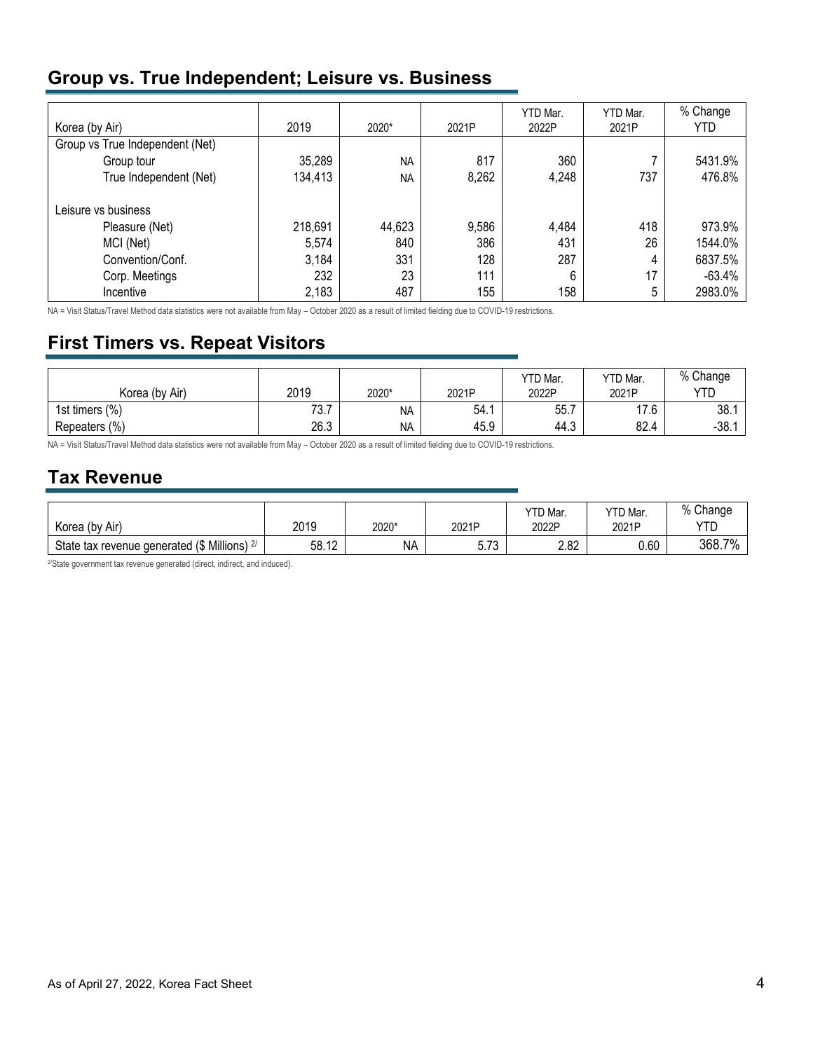## Group vs. True Independent; Leisure vs. Business

| Korea (by Air) | 2019 | 2020* | 2021P | YTD Mar. 2022P | YTD Mar. 2021P | % Change YTD |
|---|---|---|---|---|---|---|
| Group vs True Independent (Net) | | | | | | |
| Group tour | 35,289 | NA | 817 | 360 | 7 | 5431.9% |
| True Independent (Net) | 134,413 | NA | 8,262 | 4,248 | 737 | 476.8% |
| Leisure vs business | | | | | | |
| Pleasure (Net) | 218,691 | 44,623 | 9,586 | 4,484 | 418 | 973.9% |
| MCI (Net) | 5,574 | 840 | 386 | 431 | 26 | 1544.0% |
| Convention/Conf. | 3,184 | 331 | 128 | 287 | 4 | 6837.5% |
| Corp. Meetings | 232 | 23 | 111 | 6 | 17 | -63.4% |
| Incentive | 2,183 | 487 | 155 | 158 | 5 | 2983.0% |

NA = Visit Status/Travel Method data statistics were not available from May – October 2020 as a result of limited fielding due to COVID-19 restrictions.

## First Timers vs. Repeat Visitors

| Korea (by Air) | 2019 | 2020* | 2021P | YTD Mar. 2022P | YTD Mar. 2021P | % Change YTD |
|---|---|---|---|---|---|---|
| 1st timers (%) | 73.7 | NA | 54.1 | 55.7 | 17.6 | 38.1 |
| Repeaters (%) | 26.3 | NA | 45.9 | 44.3 | 82.4 | -38.1 |

NA = Visit Status/Travel Method data statistics were not available from May – October 2020 as a result of limited fielding due to COVID-19 restrictions.

## Tax Revenue

| Korea (by Air) | 2019 | 2020* | 2021P | YTD Mar. 2022P | YTD Mar. 2021P | % Change YTD |
|---|---|---|---|---|---|---|
| State tax revenue generated ($ Millions) [2/] | 58.12 | NA | 5.73 | 2.82 | 0.60 | 368.7% |

[2/]State government tax revenue generated (direct, indirect, and induced).

As of April 27, 2022, Korea Fact Sheet